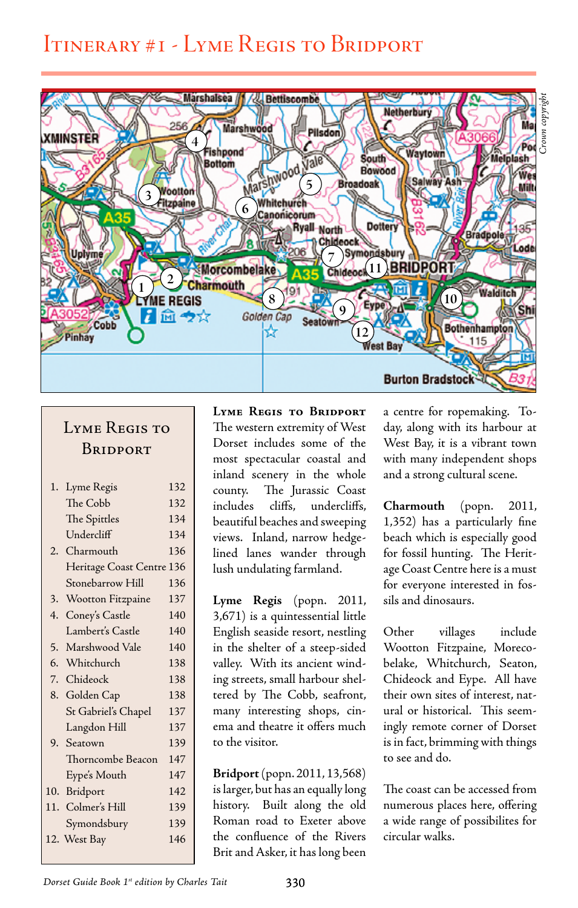# Itinerary #1 - Lyme Regis to Bridport

## Lyme Regis to Bridport

| | | |
|---|---|---|
| 1. | Lyme Regis | 132 |
| | The Cobb | 132 |
| | The Spittles | 134 |
| | Undercliff | 134 |
| 2. | Charmouth | 136 |
| | Heritage Coast Centre | 136 |
| | Stonebarrow Hill | 136 |
| 3. | Wootton Fitzpaine | 137 |
| 4. | Coney's Castle | 140 |
| | Lambert's Castle | 140 |
| 5. | Marshwood Vale | 140 |
| 6. | Whitchurch | 138 |
| 7. | Chideock | 138 |
| 8. | Golden Cap | 138 |
| | St Gabriel's Chapel | 137 |
| | Langdon Hill | 137 |
| 9. | Seatown | 139 |
| | Thorncombe Beacon | 147 |
| | Eype's Mouth | 147 |
| 10. | Bridport | 142 |
| 11. | Colmer's Hill | 139 |
| | Symondsbury | 139 |
| 12. | West Bay | 146 |

**Lyme Regis to Bridport** The western extremity of West Dorset includes some of the most spectacular coastal and inland scenery in the whole county. The Jurassic Coast includes cliffs, undercliffs, beautiful beaches and sweeping views. Inland, narrow hedge-lined lanes wander through lush undulating farmland.

**Lyme Regis** (popn. 2011, 3,671) is a quintessential little English seaside resort, nestling in the shelter of a steep-sided valley. With its ancient winding streets, small harbour sheltered by The Cobb, seafront, many interesting shops, cinema and theatre it offers much to the visitor.

**Bridport** (popn. 2011, 13,568) is larger, but has an equally long history. Built along the old Roman road to Exeter above the confluence of the Rivers Brit and Asker, it has long been a centre for ropemaking. Today, along with its harbour at West Bay, it is a vibrant town with many independent shops and a strong cultural scene.

**Charmouth** (popn. 2011, 1,352) has a particularly fine beach which is especially good for fossil hunting. The Heritage Coast Centre here is a must for everyone interested in fossils and dinosaurs.

Other villages include Wootton Fitzpaine, Morecobelake, Whitchurch, Seaton, Chideock and Eype. All have their own sites of interest, natural or historical. This seemingly remote corner of Dorset is in fact, brimming with things to see and do.

The coast can be accessed from numerous places here, offering a wide range of possibilites for circular walks.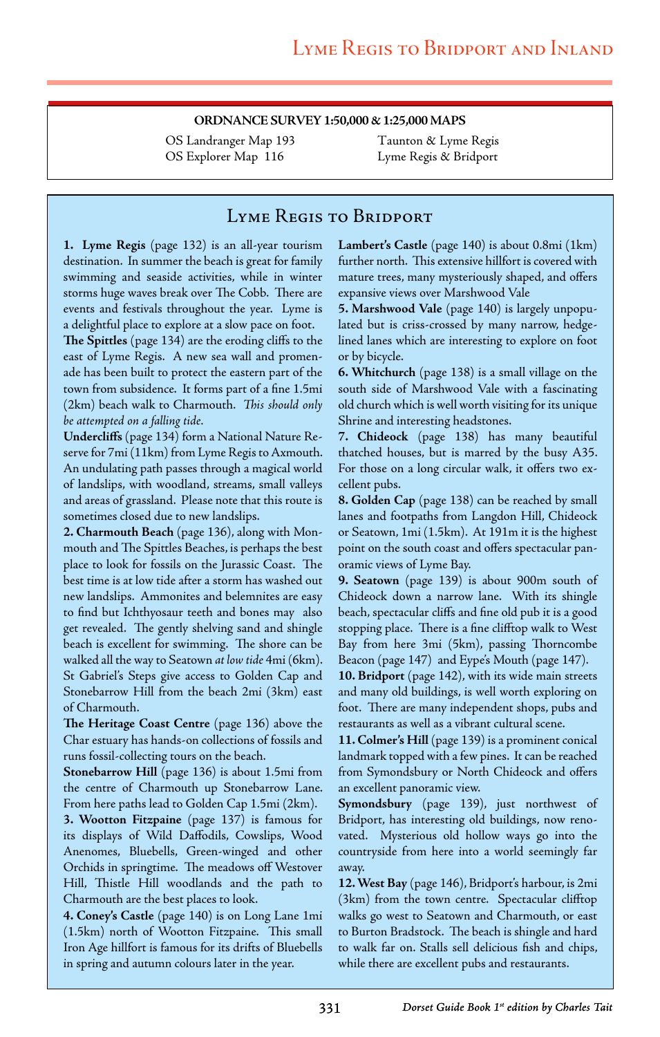# Lyme Regis to Bridport and Inland

**ORDNANCE SURVEY 1:50,000 & 1:25,000 MAPS**

| | |
|---|---|
| OS Landranger Map 193 | Taunton & Lyme Regis |
| OS Explorer Map 116 | Lyme Regis & Bridport |

## Lyme Regis to Bridport

**1. Lyme Regis** (page 132) is an all-year tourism destination. In summer the beach is great for family swimming and seaside activities, while in winter storms huge waves break over The Cobb. There are events and festivals throughout the year. Lyme is a delightful place to explore at a slow pace on foot.

**The Spittles** (page 134) are the eroding cliffs to the east of Lyme Regis. A new sea wall and promenade has been built to protect the eastern part of the town from subsidence. It forms part of a fine 1.5mi (2km) beach walk to Charmouth. *This should only be attempted on a falling tide.*

**Undercliffs** (page 134) form a National Nature Reserve for 7mi (11km) from Lyme Regis to Axmouth. An undulating path passes through a magical world of landslips, with woodland, streams, small valleys and areas of grassland. Please note that this route is sometimes closed due to new landslips.

**2. Charmouth Beach** (page 136), along with Monmouth and The Spittles Beaches, is perhaps the best place to look for fossils on the Jurassic Coast. The best time is at low tide after a storm has washed out new landslips. Ammonites and belemnites are easy to find but Ichthyosaur teeth and bones may also get revealed. The gently shelving sand and shingle beach is excellent for swimming. The shore can be walked all the way to Seatown *at low tide* 4mi (6km). St Gabriel's Steps give access to Golden Cap and Stonebarrow Hill from the beach 2mi (3km) east of Charmouth.

**The Heritage Coast Centre** (page 136) above the Char estuary has hands-on collections of fossils and runs fossil-collecting tours on the beach.

**Stonebarrow Hill** (page 136) is about 1.5mi from the centre of Charmouth up Stonebarrow Lane. From here paths lead to Golden Cap 1.5mi (2km).

**3. Wootton Fitzpaine** (page 137) is famous for its displays of Wild Daffodils, Cowslips, Wood Anenomes, Bluebells, Green-winged and other Orchids in springtime. The meadows off Westover Hill, Thistle Hill woodlands and the path to Charmouth are the best places to look.

**4. Coney's Castle** (page 140) is on Long Lane 1mi (1.5km) north of Wootton Fitzpaine. This small Iron Age hillfort is famous for its drifts of Bluebells in spring and autumn colours later in the year.

**Lambert's Castle** (page 140) is about 0.8mi (1km) further north. This extensive hillfort is covered with mature trees, many mysteriously shaped, and offers expansive views over Marshwood Vale

**5. Marshwood Vale** (page 140) is largely unpopulated but is criss-crossed by many narrow, hedge-lined lanes which are interesting to explore on foot or by bicycle.

**6. Whitchurch** (page 138) is a small village on the south side of Marshwood Vale with a fascinating old church which is well worth visiting for its unique Shrine and interesting headstones.

**7. Chideock** (page 138) has many beautiful thatched houses, but is marred by the busy A35. For those on a long circular walk, it offers two excellent pubs.

**8. Golden Cap** (page 138) can be reached by small lanes and footpaths from Langdon Hill, Chideock or Seatown, 1mi (1.5km). At 191m it is the highest point on the south coast and offers spectacular panoramic views of Lyme Bay.

**9. Seatown** (page 139) is about 900m south of Chideock down a narrow lane. With its shingle beach, spectacular cliffs and fine old pub it is a good stopping place. There is a fine clifftop walk to West Bay from here 3mi (5km), passing Thorncombe Beacon (page 147) and Eype's Mouth (page 147).

**10. Bridport** (page 142), with its wide main streets and many old buildings, is well worth exploring on foot. There are many independent shops, pubs and restaurants as well as a vibrant cultural scene.

**11. Colmer's Hill** (page 139) is a prominent conical landmark topped with a few pines. It can be reached from Symondsbury or North Chideock and offers an excellent panoramic view.

**Symondsbury** (page 139), just northwest of Bridport, has interesting old buildings, now renovated. Mysterious old hollow ways go into the countryside from here into a world seemingly far away.

**12. West Bay** (page 146), Bridport's harbour, is 2mi (3km) from the town centre. Spectacular clifftop walks go west to Seatown and Charmouth, or east to Burton Bradstock. The beach is shingle and hard to walk far on. Stalls sell delicious fish and chips, while there are excellent pubs and restaurants.